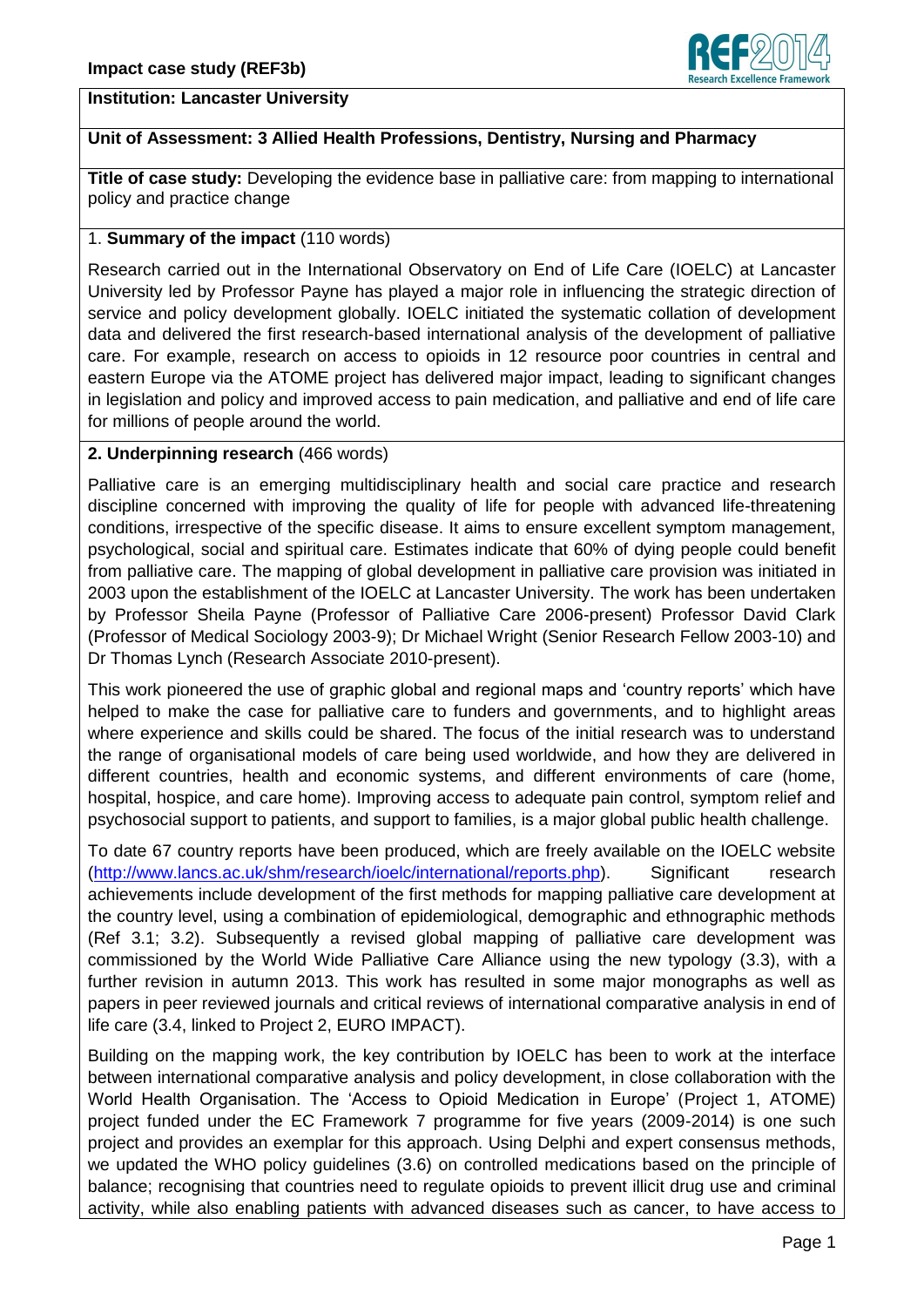**Impact case study (REF3b)**

**Institution: Lancaster University**

**Unit of Assessment: 3 Allied Health Professions, Dentistry, Nursing and Pharmacy**

**Title of case study:** Developing the evidence base in palliative care: from mapping to international policy and practice change

## 1. **Summary of the impact** (110 words)

Research carried out in the International Observatory on End of Life Care (IOELC) at Lancaster University led by Professor Payne has played a major role in influencing the strategic direction of service and policy development globally. IOELC initiated the systematic collation of development data and delivered the first research-based international analysis of the development of palliative care. For example, research on access to opioids in 12 resource poor countries in central and eastern Europe via the ATOME project has delivered major impact, leading to significant changes in legislation and policy and improved access to pain medication, and palliative and end of life care for millions of people around the world.

## **2. Underpinning research** (466 words)

Palliative care is an emerging multidisciplinary health and social care practice and research discipline concerned with improving the quality of life for people with advanced life-threatening conditions, irrespective of the specific disease. It aims to ensure excellent symptom management, psychological, social and spiritual care. Estimates indicate that 60% of dying people could benefit from palliative care. The mapping of global development in palliative care provision was initiated in 2003 upon the establishment of the IOELC at Lancaster University. The work has been undertaken by Professor Sheila Payne (Professor of Palliative Care 2006-present) Professor David Clark (Professor of Medical Sociology 2003-9); Dr Michael Wright (Senior Research Fellow 2003-10) and Dr Thomas Lynch (Research Associate 2010-present).

This work pioneered the use of graphic global and regional maps and 'country reports' which have helped to make the case for palliative care to funders and governments, and to highlight areas where experience and skills could be shared. The focus of the initial research was to understand the range of organisational models of care being used worldwide, and how they are delivered in different countries, health and economic systems, and different environments of care (home, hospital, hospice, and care home). Improving access to adequate pain control, symptom relief and psychosocial support to patients, and support to families, is a major global public health challenge.

To date 67 country reports have been produced, which are freely available on the IOELC website (http://www.lancs.ac.uk/shm/research/ioelc/international/reports.php). Significant research achievements include development of the first methods for mapping palliative care development at the country level, using a combination of epidemiological, demographic and ethnographic methods (Ref 3.1; 3.2). Subsequently a revised global mapping of palliative care development was commissioned by the World Wide Palliative Care Alliance using the new typology (3.3), with a further revision in autumn 2013. This work has resulted in some major monographs as well as papers in peer reviewed journals and critical reviews of international comparative analysis in end of life care (3.4, linked to Project 2, EURO IMPACT).

Building on the mapping work, the key contribution by IOELC has been to work at the interface between international comparative analysis and policy development, in close collaboration with the World Health Organisation. The 'Access to Opioid Medication in Europe' (Project 1, ATOME) project funded under the EC Framework 7 programme for five years (2009-2014) is one such project and provides an exemplar for this approach. Using Delphi and expert consensus methods, we updated the WHO policy guidelines (3.6) on controlled medications based on the principle of balance; recognising that countries need to regulate opioids to prevent illicit drug use and criminal activity, while also enabling patients with advanced diseases such as cancer, to have access to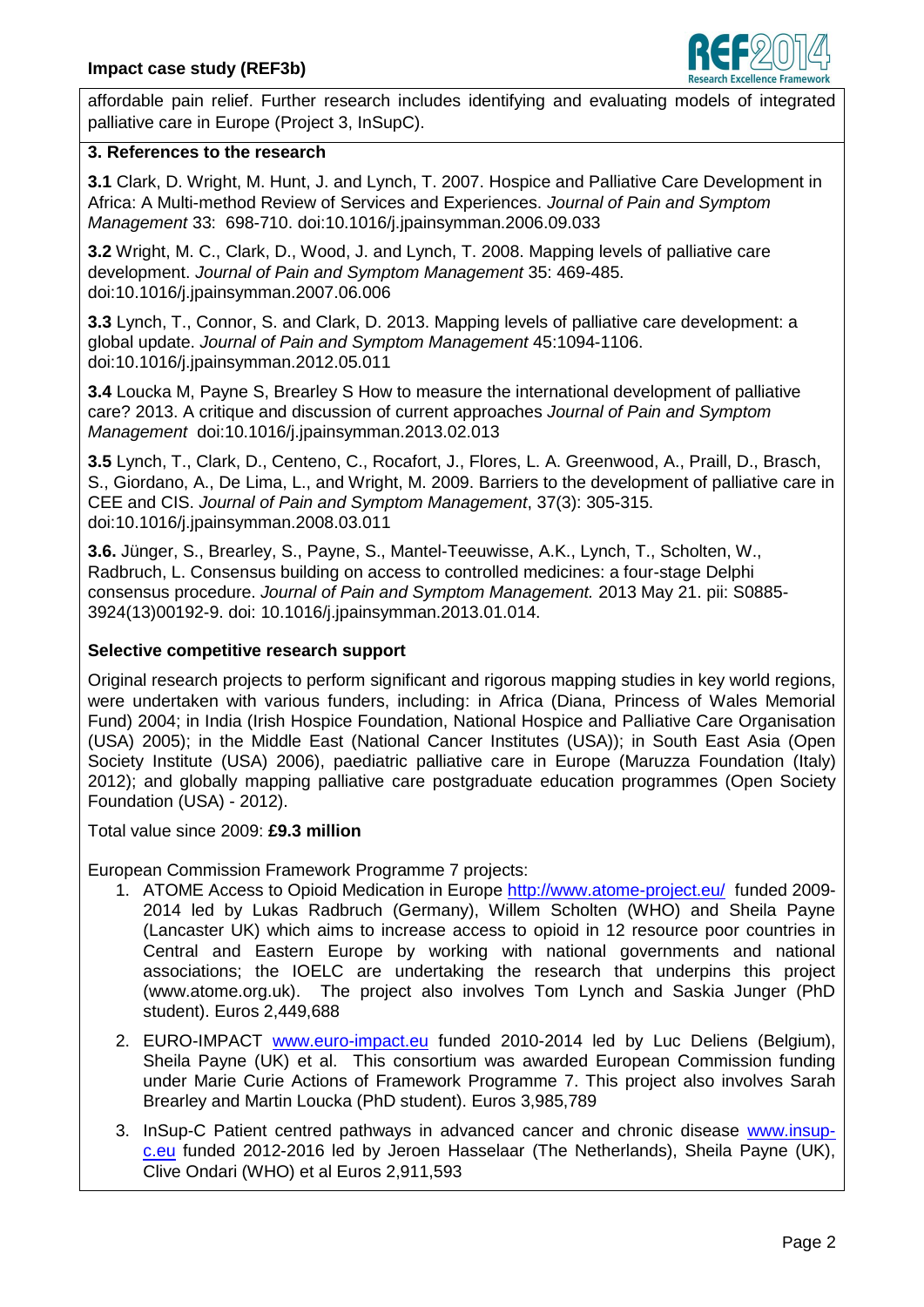affordable pain relief. Further research includes identifying and evaluating models of integrated palliative care in Europe (Project 3, InSupC).

### 3. References to the research

**3.1** Clark, D. Wright, M. Hunt, J. and Lynch, T. 2007. Hospice and Palliative Care Development in Africa: A Multi-method Review of Services and Experiences. *Journal of Pain and Symptom Management* 33: 698-710. doi:10.1016/j.jpainsymman.2006.09.033

**3.2** Wright, M. C., Clark, D., Wood, J. and Lynch, T. 2008. Mapping levels of palliative care development. *Journal of Pain and Symptom Management* 35: 469-485. doi:10.1016/j.jpainsymman.2007.06.006

**3.3** Lynch, T., Connor, S. and Clark, D. 2013. Mapping levels of palliative care development: a global update. *Journal of Pain and Symptom Management* 45:1094-1106. doi:10.1016/j.jpainsymman.2012.05.011

**3.4** Loucka M, Payne S, Brearley S How to measure the international development of palliative care? 2013. A critique and discussion of current approaches *Journal of Pain and Symptom Management* doi:10.1016/j.jpainsymman.2013.02.013

**3.5** Lynch, T., Clark, D., Centeno, C., Rocafort, J., Flores, L. A. Greenwood, A., Praill, D., Brasch, S., Giordano, A., De Lima, L., and Wright, M. 2009. Barriers to the development of palliative care in CEE and CIS. *Journal of Pain and Symptom Management*, 37(3): 305-315. doi:10.1016/j.jpainsymman.2008.03.011

**3.6.** Jünger, S., Brearley, S., Payne, S., Mantel-Teeuwisse, A.K., Lynch, T., Scholten, W., Radbruch, L. Consensus building on access to controlled medicines: a four-stage Delphi consensus procedure. *Journal of Pain and Symptom Management.* 2013 May 21. pii: S0885-3924(13)00192-9. doi: 10.1016/j.jpainsymman.2013.01.014.

**Selective competitive research support**

Original research projects to perform significant and rigorous mapping studies in key world regions, were undertaken with various funders, including: in Africa (Diana, Princess of Wales Memorial Fund) 2004; in India (Irish Hospice Foundation, National Hospice and Palliative Care Organisation (USA) 2005); in the Middle East (National Cancer Institutes (USA)); in South East Asia (Open Society Institute (USA) 2006), paediatric palliative care in Europe (Maruzza Foundation (Italy) 2012); and globally mapping palliative care postgraduate education programmes (Open Society Foundation (USA) - 2012).

Total value since 2009: **£9.3 million**

European Commission Framework Programme 7 projects:

1. ATOME Access to Opioid Medication in Europe http://www.atome-project.eu/ funded 2009-2014 led by Lukas Radbruch (Germany), Willem Scholten (WHO) and Sheila Payne (Lancaster UK) which aims to increase access to opioid in 12 resource poor countries in Central and Eastern Europe by working with national governments and national associations; the IOELC are undertaking the research that underpins this project (www.atome.org.uk). The project also involves Tom Lynch and Saskia Junger (PhD student). Euros 2,449,688
2. EURO-IMPACT www.euro-impact.eu funded 2010-2014 led by Luc Deliens (Belgium), Sheila Payne (UK) et al. This consortium was awarded European Commission funding under Marie Curie Actions of Framework Programme 7. This project also involves Sarah Brearley and Martin Loucka (PhD student). Euros 3,985,789
3. InSup-C Patient centred pathways in advanced cancer and chronic disease www.insup-c.eu funded 2012-2016 led by Jeroen Hasselaar (The Netherlands), Sheila Payne (UK), Clive Ondari (WHO) et al Euros 2,911,593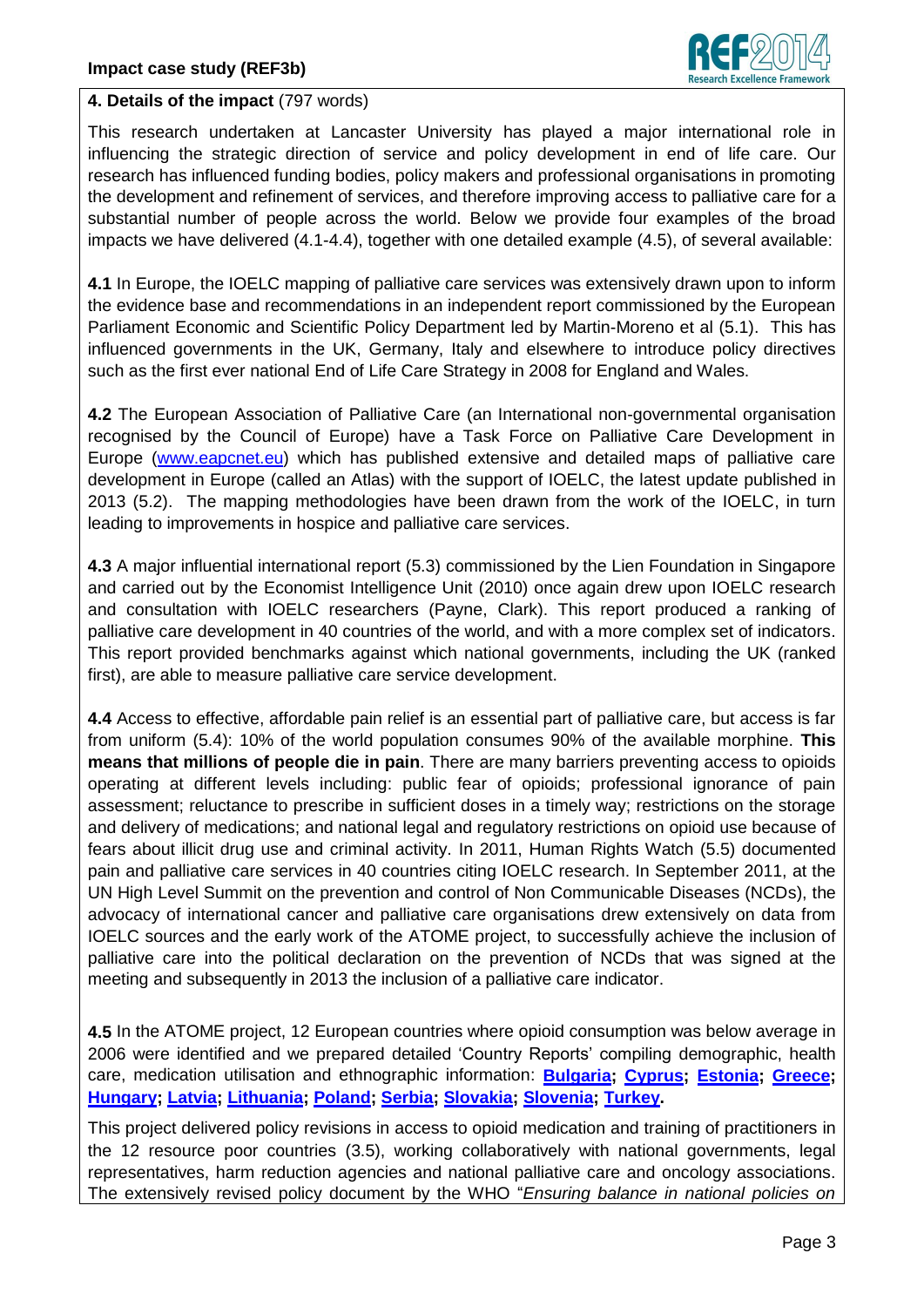**4. Details of the impact** (797 words)

This research undertaken at Lancaster University has played a major international role in influencing the strategic direction of service and policy development in end of life care. Our research has influenced funding bodies, policy makers and professional organisations in promoting the development and refinement of services, and therefore improving access to palliative care for a substantial number of people across the world. Below we provide four examples of the broad impacts we have delivered (4.1-4.4), together with one detailed example (4.5), of several available:

**4.1** In Europe, the IOELC mapping of palliative care services was extensively drawn upon to inform the evidence base and recommendations in an independent report commissioned by the European Parliament Economic and Scientific Policy Department led by Martin-Moreno et al (5.1). This has influenced governments in the UK, Germany, Italy and elsewhere to introduce policy directives such as the first ever national End of Life Care Strategy in 2008 for England and Wales.

**4.2** The European Association of Palliative Care (an International non-governmental organisation recognised by the Council of Europe) have a Task Force on Palliative Care Development in Europe ([www.eapcnet.eu](http://www.eapcnet.eu)) which has published extensive and detailed maps of palliative care development in Europe (called an Atlas) with the support of IOELC, the latest update published in 2013 (5.2). The mapping methodologies have been drawn from the work of the IOELC, in turn leading to improvements in hospice and palliative care services.

**4.3** A major influential international report (5.3) commissioned by the Lien Foundation in Singapore and carried out by the Economist Intelligence Unit (2010) once again drew upon IOELC research and consultation with IOELC researchers (Payne, Clark). This report produced a ranking of palliative care development in 40 countries of the world, and with a more complex set of indicators. This report provided benchmarks against which national governments, including the UK (ranked first), are able to measure palliative care service development.

**4.4** Access to effective, affordable pain relief is an essential part of palliative care, but access is far from uniform (5.4): 10% of the world population consumes 90% of the available morphine. **This means that millions of people die in pain**. There are many barriers preventing access to opioids operating at different levels including: public fear of opioids; professional ignorance of pain assessment; reluctance to prescribe in sufficient doses in a timely way; restrictions on the storage and delivery of medications; and national legal and regulatory restrictions on opioid use because of fears about illicit drug use and criminal activity. In 2011, Human Rights Watch (5.5) documented pain and palliative care services in 40 countries citing IOELC research. In September 2011, at the UN High Level Summit on the prevention and control of Non Communicable Diseases (NCDs), the advocacy of international cancer and palliative care organisations drew extensively on data from IOELC sources and the early work of the ATOME project, to successfully achieve the inclusion of palliative care into the political declaration on the prevention of NCDs that was signed at the meeting and subsequently in 2013 the inclusion of a palliative care indicator.

**4.5** In the ATOME project, 12 European countries where opioid consumption was below average in 2006 were identified and we prepared detailed 'Country Reports' compiling demographic, health care, medication utilisation and ethnographic information: **Bulgaria; Cyprus; Estonia; Greece; Hungary; Latvia; Lithuania; Poland; Serbia; Slovakia; Slovenia; Turkey.**

This project delivered policy revisions in access to opioid medication and training of practitioners in the 12 resource poor countries (3.5), working collaboratively with national governments, legal representatives, harm reduction agencies and national palliative care and oncology associations. The extensively revised policy document by the WHO "*Ensuring balance in national policies on*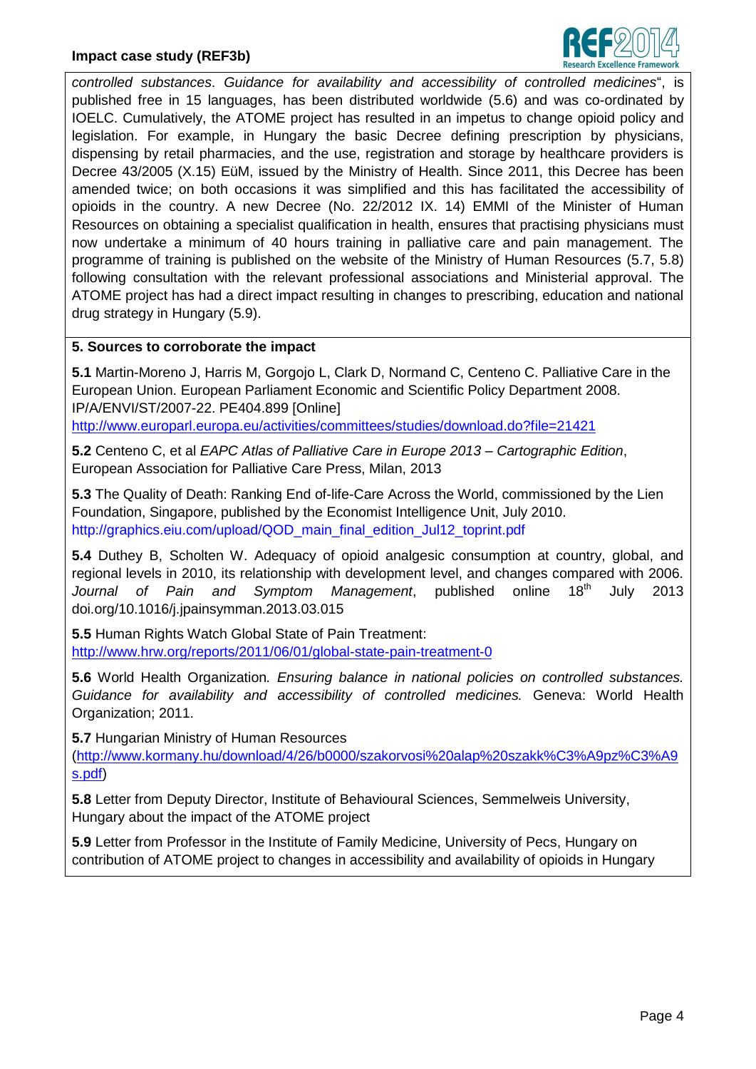*controlled substances. Guidance for availability and accessibility of controlled medicines*", is published free in 15 languages, has been distributed worldwide (5.6) and was co-ordinated by IOELC. Cumulatively, the ATOME project has resulted in an impetus to change opioid policy and legislation. For example, in Hungary the basic Decree defining prescription by physicians, dispensing by retail pharmacies, and the use, registration and storage by healthcare providers is Decree 43/2005 (X.15) EüM, issued by the Ministry of Health. Since 2011, this Decree has been amended twice; on both occasions it was simplified and this has facilitated the accessibility of opioids in the country. A new Decree (No. 22/2012 IX. 14) EMMI of the Minister of Human Resources on obtaining a specialist qualification in health, ensures that practising physicians must now undertake a minimum of 40 hours training in palliative care and pain management. The programme of training is published on the website of the Ministry of Human Resources (5.7, 5.8) following consultation with the relevant professional associations and Ministerial approval. The ATOME project has had a direct impact resulting in changes to prescribing, education and national drug strategy in Hungary (5.9).

## 5. Sources to corroborate the impact

**5.1** Martin-Moreno J, Harris M, Gorgojo L, Clark D, Normand C, Centeno C. Palliative Care in the European Union. European Parliament Economic and Scientific Policy Department 2008. IP/A/ENVI/ST/2007-22. PE404.899 [Online] http://www.europarl.europa.eu/activities/committees/studies/download.do?file=21421

**5.2** Centeno C, et al *EAPC Atlas of Palliative Care in Europe 2013 – Cartographic Edition*, European Association for Palliative Care Press, Milan, 2013

**5.3** The Quality of Death: Ranking End of-life-Care Across the World, commissioned by the Lien Foundation, Singapore, published by the Economist Intelligence Unit, July 2010. http://graphics.eiu.com/upload/QOD_main_final_edition_Jul12_toprint.pdf

**5.4** Duthey B, Scholten W. Adequacy of opioid analgesic consumption at country, global, and regional levels in 2010, its relationship with development level, and changes compared with 2006. *Journal of Pain and Symptom Management*, published online 18th July 2013 doi.org/10.1016/j.jpainsymman.2013.03.015

**5.5** Human Rights Watch Global State of Pain Treatment: http://www.hrw.org/reports/2011/06/01/global-state-pain-treatment-0

**5.6** World Health Organization. *Ensuring balance in national policies on controlled substances. Guidance for availability and accessibility of controlled medicines.* Geneva: World Health Organization; 2011.

**5.7** Hungarian Ministry of Human Resources (http://www.kormany.hu/download/4/26/b0000/szakorvosi%20alap%20szakk%C3%A9pz%C3%A9s.pdf)

**5.8** Letter from Deputy Director, Institute of Behavioural Sciences, Semmelweis University, Hungary about the impact of the ATOME project

**5.9** Letter from Professor in the Institute of Family Medicine, University of Pecs, Hungary on contribution of ATOME project to changes in accessibility and availability of opioids in Hungary